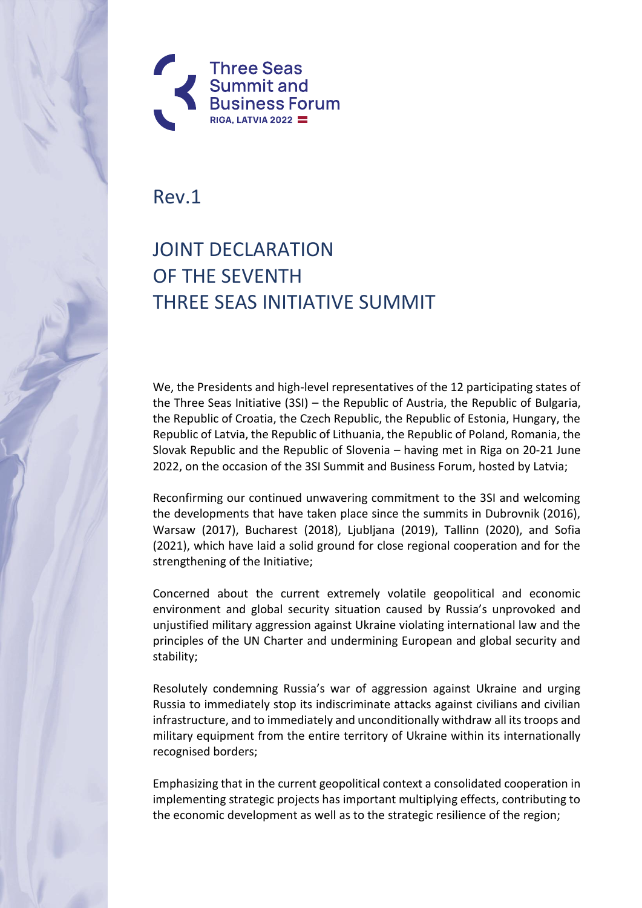Three Seas Summit and Business Forum
RIGA, LATVIA 2022

Rev.1

# JOINT DECLARATION OF THE SEVENTH THREE SEAS INITIATIVE SUMMIT

We, the Presidents and high-level representatives of the 12 participating states of the Three Seas Initiative (3SI) – the Republic of Austria, the Republic of Bulgaria, the Republic of Croatia, the Czech Republic, the Republic of Estonia, Hungary, the Republic of Latvia, the Republic of Lithuania, the Republic of Poland, Romania, the Slovak Republic and the Republic of Slovenia – having met in Riga on 20-21 June 2022, on the occasion of the 3SI Summit and Business Forum, hosted by Latvia;

Reconfirming our continued unwavering commitment to the 3SI and welcoming the developments that have taken place since the summits in Dubrovnik (2016), Warsaw (2017), Bucharest (2018), Ljubljana (2019), Tallinn (2020), and Sofia (2021), which have laid a solid ground for close regional cooperation and for the strengthening of the Initiative;

Concerned about the current extremely volatile geopolitical and economic environment and global security situation caused by Russia's unprovoked and unjustified military aggression against Ukraine violating international law and the principles of the UN Charter and undermining European and global security and stability;

Resolutely condemning Russia's war of aggression against Ukraine and urging Russia to immediately stop its indiscriminate attacks against civilians and civilian infrastructure, and to immediately and unconditionally withdraw all its troops and military equipment from the entire territory of Ukraine within its internationally recognised borders;

Emphasizing that in the current geopolitical context a consolidated cooperation in implementing strategic projects has important multiplying effects, contributing to the economic development as well as to the strategic resilience of the region;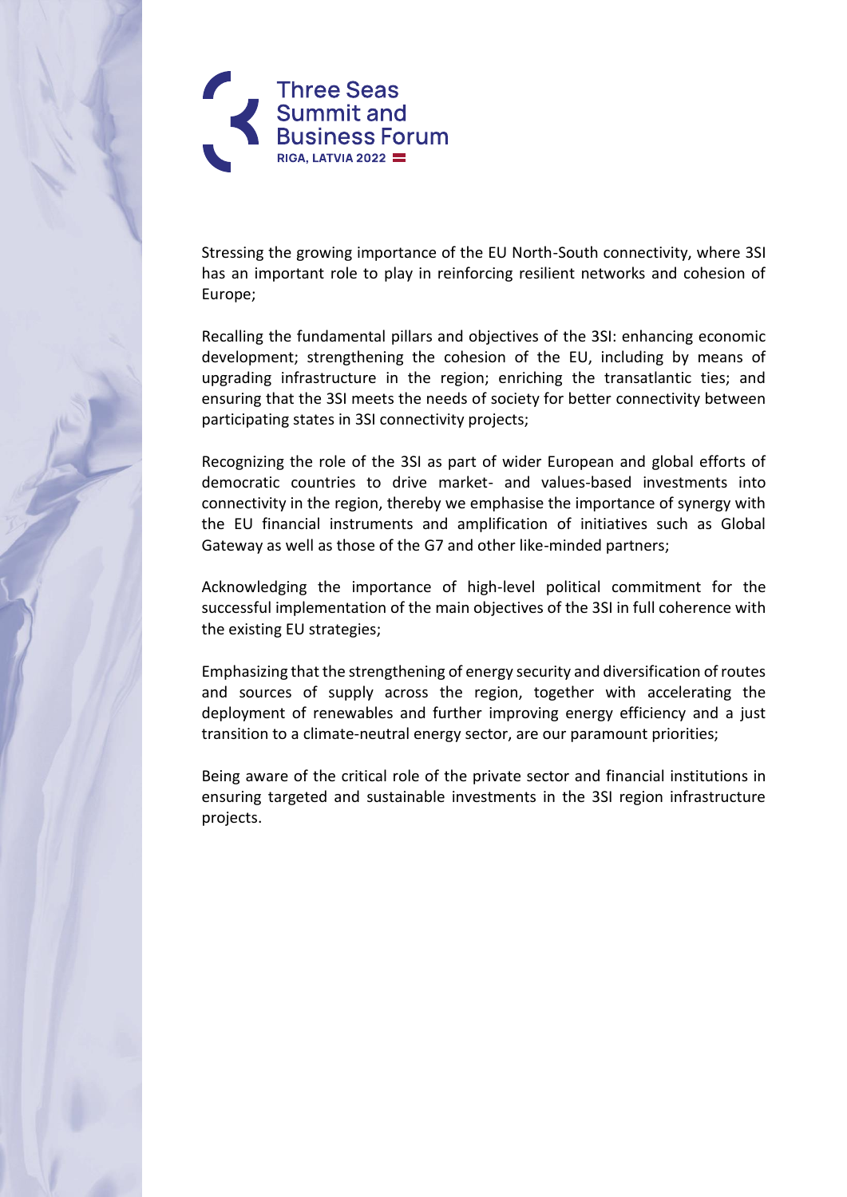Stressing the growing importance of the EU North-South connectivity, where 3SI has an important role to play in reinforcing resilient networks and cohesion of Europe;

Recalling the fundamental pillars and objectives of the 3SI: enhancing economic development; strengthening the cohesion of the EU, including by means of upgrading infrastructure in the region; enriching the transatlantic ties; and ensuring that the 3SI meets the needs of society for better connectivity between participating states in 3SI connectivity projects;

Recognizing the role of the 3SI as part of wider European and global efforts of democratic countries to drive market- and values-based investments into connectivity in the region, thereby we emphasise the importance of synergy with the EU financial instruments and amplification of initiatives such as Global Gateway as well as those of the G7 and other like-minded partners;

Acknowledging the importance of high-level political commitment for the successful implementation of the main objectives of the 3SI in full coherence with the existing EU strategies;

Emphasizing that the strengthening of energy security and diversification of routes and sources of supply across the region, together with accelerating the deployment of renewables and further improving energy efficiency and a just transition to a climate-neutral energy sector, are our paramount priorities;

Being aware of the critical role of the private sector and financial institutions in ensuring targeted and sustainable investments in the 3SI region infrastructure projects.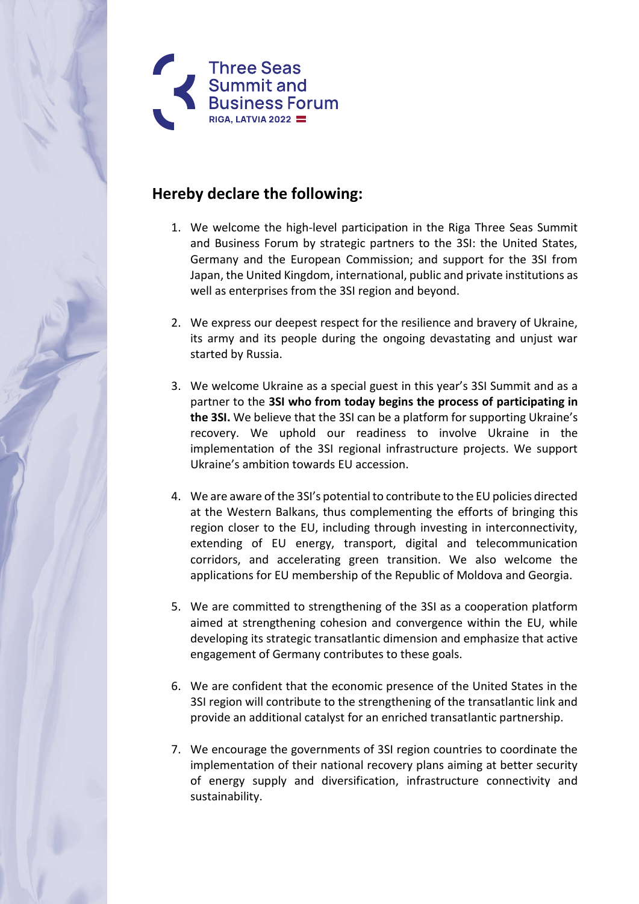## Hereby declare the following:

1. We welcome the high-level participation in the Riga Three Seas Summit and Business Forum by strategic partners to the 3SI: the United States, Germany and the European Commission; and support for the 3SI from Japan, the United Kingdom, international, public and private institutions as well as enterprises from the 3SI region and beyond.

2. We express our deepest respect for the resilience and bravery of Ukraine, its army and its people during the ongoing devastating and unjust war started by Russia.

3. We welcome Ukraine as a special guest in this year's 3SI Summit and as a partner to the **3SI who from today begins the process of participating in the 3SI.** We believe that the 3SI can be a platform for supporting Ukraine's recovery. We uphold our readiness to involve Ukraine in the implementation of the 3SI regional infrastructure projects. We support Ukraine's ambition towards EU accession.

4. We are aware of the 3SI's potential to contribute to the EU policies directed at the Western Balkans, thus complementing the efforts of bringing this region closer to the EU, including through investing in interconnectivity, extending of EU energy, transport, digital and telecommunication corridors, and accelerating green transition. We also welcome the applications for EU membership of the Republic of Moldova and Georgia.

5. We are committed to strengthening of the 3SI as a cooperation platform aimed at strengthening cohesion and convergence within the EU, while developing its strategic transatlantic dimension and emphasize that active engagement of Germany contributes to these goals.

6. We are confident that the economic presence of the United States in the 3SI region will contribute to the strengthening of the transatlantic link and provide an additional catalyst for an enriched transatlantic partnership.

7. We encourage the governments of 3SI region countries to coordinate the implementation of their national recovery plans aiming at better security of energy supply and diversification, infrastructure connectivity and sustainability.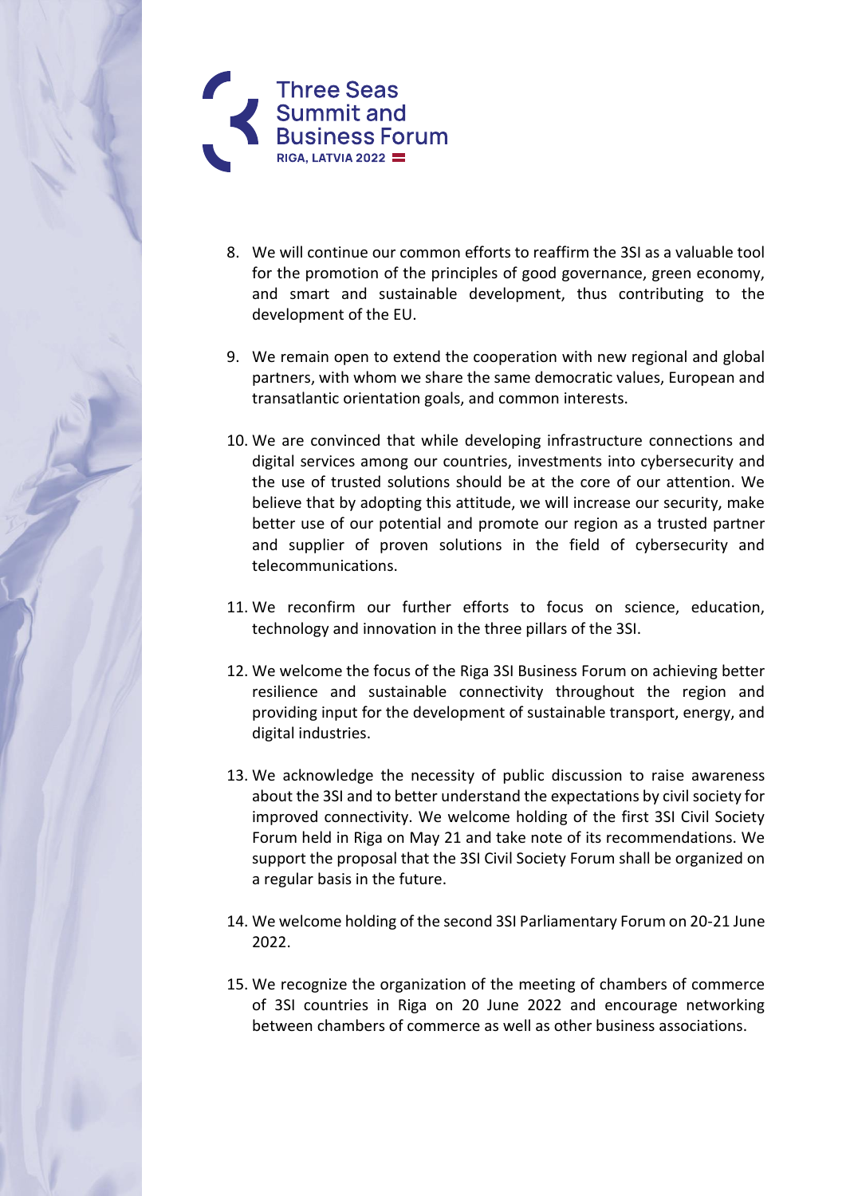8. We will continue our common efforts to reaffirm the 3SI as a valuable tool for the promotion of the principles of good governance, green economy, and smart and sustainable development, thus contributing to the development of the EU.

9. We remain open to extend the cooperation with new regional and global partners, with whom we share the same democratic values, European and transatlantic orientation goals, and common interests.

10. We are convinced that while developing infrastructure connections and digital services among our countries, investments into cybersecurity and the use of trusted solutions should be at the core of our attention. We believe that by adopting this attitude, we will increase our security, make better use of our potential and promote our region as a trusted partner and supplier of proven solutions in the field of cybersecurity and telecommunications.

11. We reconfirm our further efforts to focus on science, education, technology and innovation in the three pillars of the 3SI.

12. We welcome the focus of the Riga 3SI Business Forum on achieving better resilience and sustainable connectivity throughout the region and providing input for the development of sustainable transport, energy, and digital industries.

13. We acknowledge the necessity of public discussion to raise awareness about the 3SI and to better understand the expectations by civil society for improved connectivity. We welcome holding of the first 3SI Civil Society Forum held in Riga on May 21 and take note of its recommendations. We support the proposal that the 3SI Civil Society Forum shall be organized on a regular basis in the future.

14. We welcome holding of the second 3SI Parliamentary Forum on 20-21 June 2022.

15. We recognize the organization of the meeting of chambers of commerce of 3SI countries in Riga on 20 June 2022 and encourage networking between chambers of commerce as well as other business associations.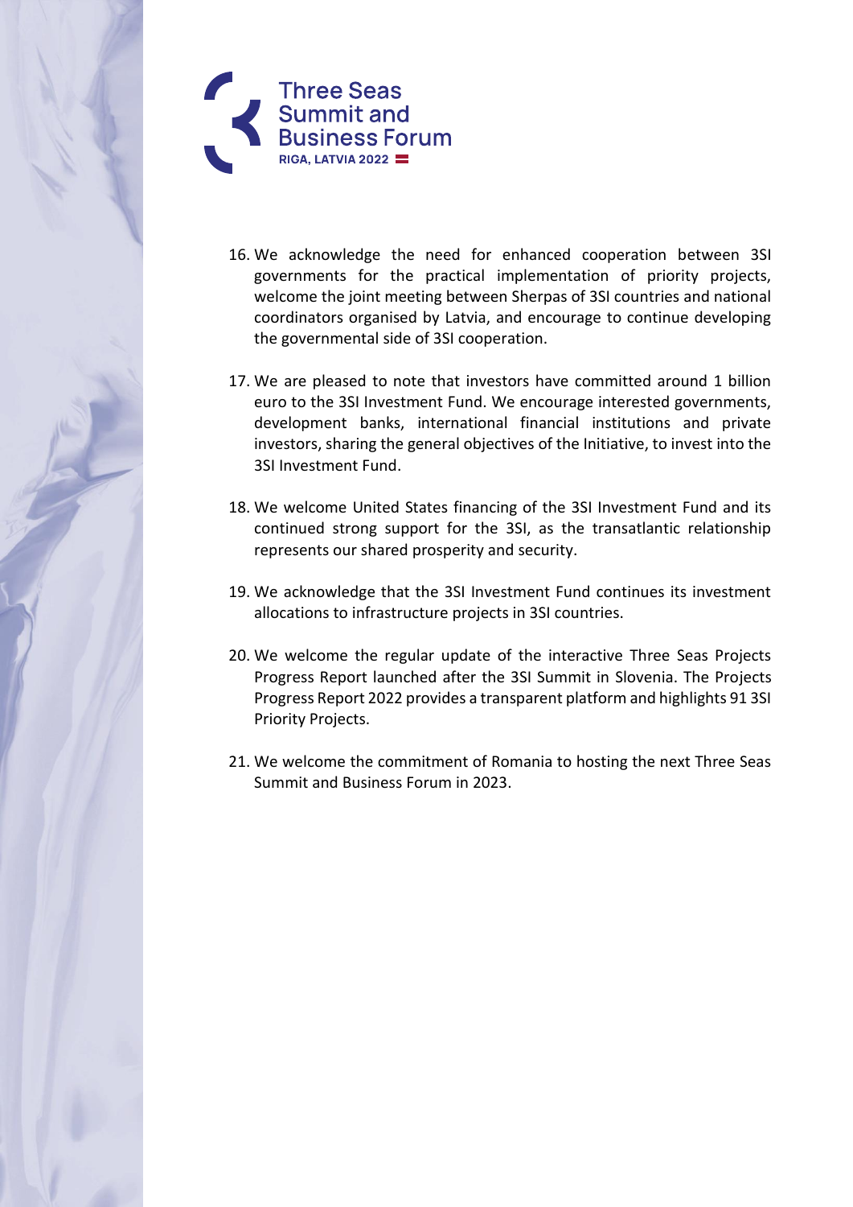16. We acknowledge the need for enhanced cooperation between 3SI governments for the practical implementation of priority projects, welcome the joint meeting between Sherpas of 3SI countries and national coordinators organised by Latvia, and encourage to continue developing the governmental side of 3SI cooperation.

17. We are pleased to note that investors have committed around 1 billion euro to the 3SI Investment Fund. We encourage interested governments, development banks, international financial institutions and private investors, sharing the general objectives of the Initiative, to invest into the 3SI Investment Fund.

18. We welcome United States financing of the 3SI Investment Fund and its continued strong support for the 3SI, as the transatlantic relationship represents our shared prosperity and security.

19. We acknowledge that the 3SI Investment Fund continues its investment allocations to infrastructure projects in 3SI countries.

20. We welcome the regular update of the interactive Three Seas Projects Progress Report launched after the 3SI Summit in Slovenia. The Projects Progress Report 2022 provides a transparent platform and highlights 91 3SI Priority Projects.

21. We welcome the commitment of Romania to hosting the next Three Seas Summit and Business Forum in 2023.